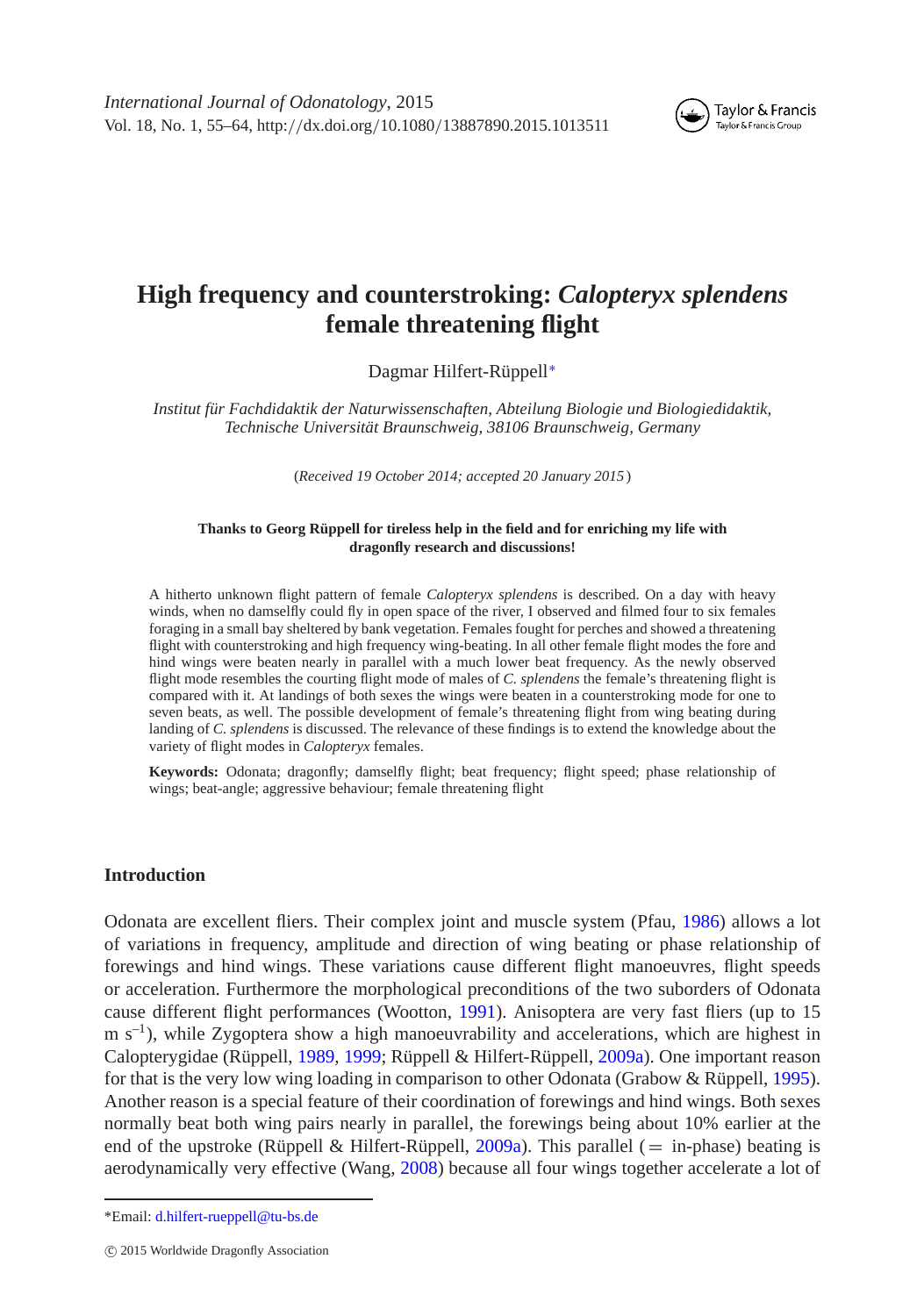# High frequency and counterstroking: *Calopteryx splendens* female threatening flight

Dagmar Hilfert-Rüppell*

*Institut für Fachdidaktik der Naturwissenschaften, Abteilung Biologie und Biologiedidaktik, Technische Universität Braunschweig, 38106 Braunschweig, Germany*

(*Received 19 October 2014; accepted 20 January 2015*)

**Thanks to Georg Rüppell for tireless help in the field and for enriching my life with dragonfly research and discussions!**

A hitherto unknown flight pattern of female *Calopteryx splendens* is described. On a day with heavy winds, when no damselfly could fly in open space of the river, I observed and filmed four to six females foraging in a small bay sheltered by bank vegetation. Females fought for perches and showed a threatening flight with counterstroking and high frequency wing-beating. In all other female flight modes the fore and hind wings were beaten nearly in parallel with a much lower beat frequency. As the newly observed flight mode resembles the courting flight mode of males of *C. splendens* the female's threatening flight is compared with it. At landings of both sexes the wings were beaten in a counterstroking mode for one to seven beats, as well. The possible development of female's threatening flight from wing beating during landing of *C. splendens* is discussed. The relevance of these findings is to extend the knowledge about the variety of flight modes in *Calopteryx* females.

**Keywords:** Odonata; dragonfly; damselfly flight; beat frequency; flight speed; phase relationship of wings; beat-angle; aggressive behaviour; female threatening flight

## Introduction

Odonata are excellent fliers. Their complex joint and muscle system (Pfau, 1986) allows a lot of variations in frequency, amplitude and direction of wing beating or phase relationship of forewings and hind wings. These variations cause different flight manoeuvres, flight speeds or acceleration. Furthermore the morphological preconditions of the two suborders of Odonata cause different flight performances (Wootton, 1991). Anisoptera are very fast fliers (up to 15 m s$^{-1}$), while Zygoptera show a high manoeuvrability and accelerations, which are highest in Calopterygidae (Rüppell, 1989, 1999; Rüppell & Hilfert-Rüppell, 2009a). One important reason for that is the very low wing loading in comparison to other Odonata (Grabow & Rüppell, 1995). Another reason is a special feature of their coordination of forewings and hind wings. Both sexes normally beat both wing pairs nearly in parallel, the forewings being about 10% earlier at the end of the upstroke (Rüppell & Hilfert-Rüppell, 2009a). This parallel (= in-phase) beating is aerodynamically very effective (Wang, 2008) because all four wings together accelerate a lot of

*Email: d.hilfert-rueppell@tu-bs.de

© 2015 Worldwide Dragonfly Association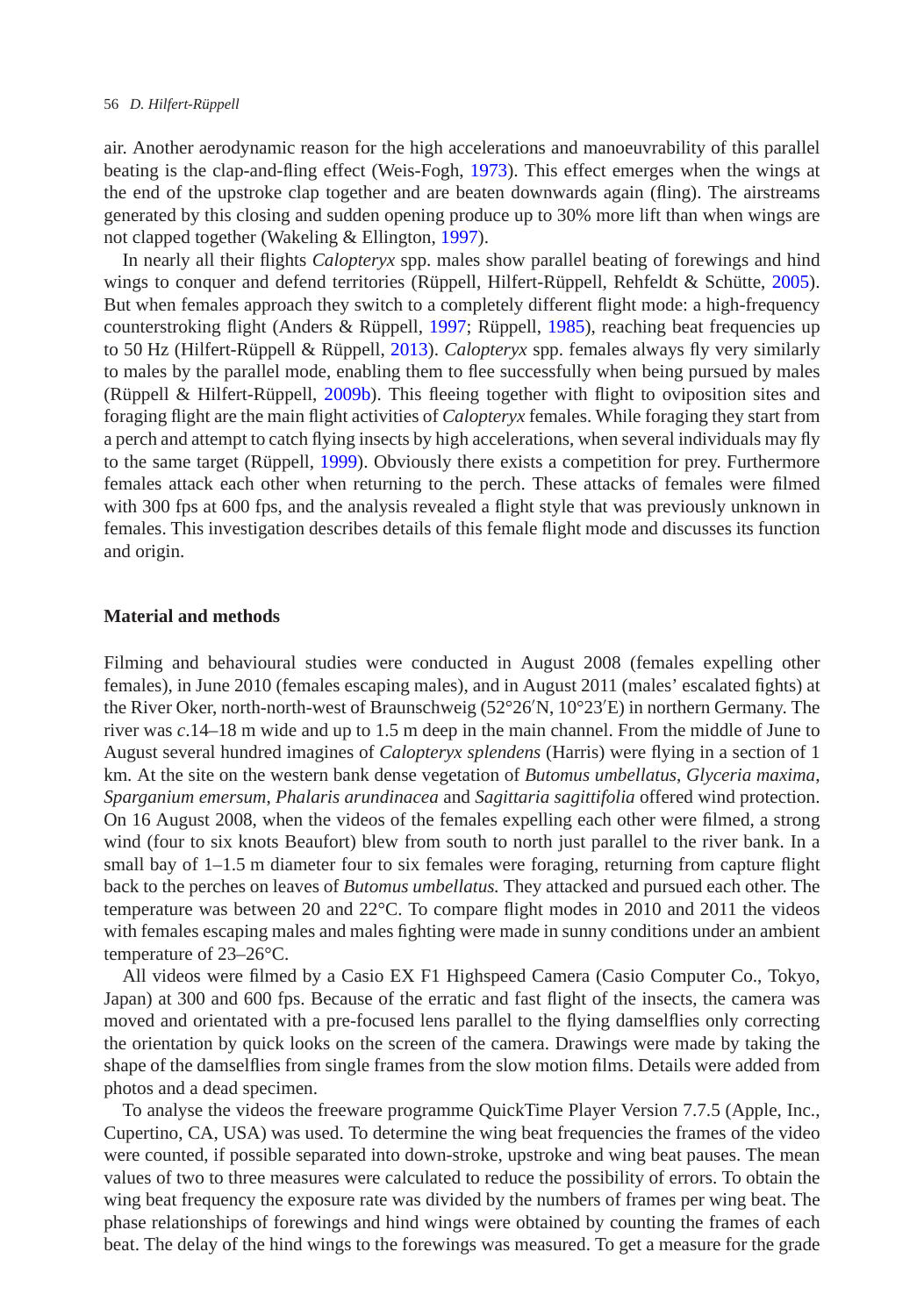air. Another aerodynamic reason for the high accelerations and manoeuvrability of this parallel beating is the clap-and-fling effect (Weis-Fogh, 1973). This effect emerges when the wings at the end of the upstroke clap together and are beaten downwards again (fling). The airstreams generated by this closing and sudden opening produce up to 30% more lift than when wings are not clapped together (Wakeling & Ellington, 1997).

In nearly all their flights *Calopteryx* spp. males show parallel beating of forewings and hind wings to conquer and defend territories (Rüppell, Hilfert-Rüppell, Rehfeldt & Schütte, 2005). But when females approach they switch to a completely different flight mode: a high-frequency counterstroking flight (Anders & Rüppell, 1997; Rüppell, 1985), reaching beat frequencies up to 50 Hz (Hilfert-Rüppell & Rüppell, 2013). *Calopteryx* spp. females always fly very similarly to males by the parallel mode, enabling them to flee successfully when being pursued by males (Rüppell & Hilfert-Rüppell, 2009b). This fleeing together with flight to oviposition sites and foraging flight are the main flight activities of *Calopteryx* females. While foraging they start from a perch and attempt to catch flying insects by high accelerations, when several individuals may fly to the same target (Rüppell, 1999). Obviously there exists a competition for prey. Furthermore females attack each other when returning to the perch. These attacks of females were filmed with 300 fps at 600 fps, and the analysis revealed a flight style that was previously unknown in females. This investigation describes details of this female flight mode and discusses its function and origin.

## Material and methods

Filming and behavioural studies were conducted in August 2008 (females expelling other females), in June 2010 (females escaping males), and in August 2011 (males' escalated fights) at the River Oker, north-north-west of Braunschweig (52°26′N, 10°23′E) in northern Germany. The river was *c*.14–18 m wide and up to 1.5 m deep in the main channel. From the middle of June to August several hundred imagines of *Calopteryx splendens* (Harris) were flying in a section of 1 km. At the site on the western bank dense vegetation of *Butomus umbellatus*, *Glyceria maxima*, *Sparganium emersum*, *Phalaris arundinacea* and *Sagittaria sagittifolia* offered wind protection. On 16 August 2008, when the videos of the females expelling each other were filmed, a strong wind (four to six knots Beaufort) blew from south to north just parallel to the river bank. In a small bay of 1–1.5 m diameter four to six females were foraging, returning from capture flight back to the perches on leaves of *Butomus umbellatus.* They attacked and pursued each other. The temperature was between 20 and 22°C. To compare flight modes in 2010 and 2011 the videos with females escaping males and males fighting were made in sunny conditions under an ambient temperature of 23–26°C.

All videos were filmed by a Casio EX F1 Highspeed Camera (Casio Computer Co., Tokyo, Japan) at 300 and 600 fps. Because of the erratic and fast flight of the insects, the camera was moved and orientated with a pre-focused lens parallel to the flying damselflies only correcting the orientation by quick looks on the screen of the camera. Drawings were made by taking the shape of the damselflies from single frames from the slow motion films. Details were added from photos and a dead specimen.

To analyse the videos the freeware programme QuickTime Player Version 7.7.5 (Apple, Inc., Cupertino, CA, USA) was used. To determine the wing beat frequencies the frames of the video were counted, if possible separated into down-stroke, upstroke and wing beat pauses. The mean values of two to three measures were calculated to reduce the possibility of errors. To obtain the wing beat frequency the exposure rate was divided by the numbers of frames per wing beat. The phase relationships of forewings and hind wings were obtained by counting the frames of each beat. The delay of the hind wings to the forewings was measured. To get a measure for the grade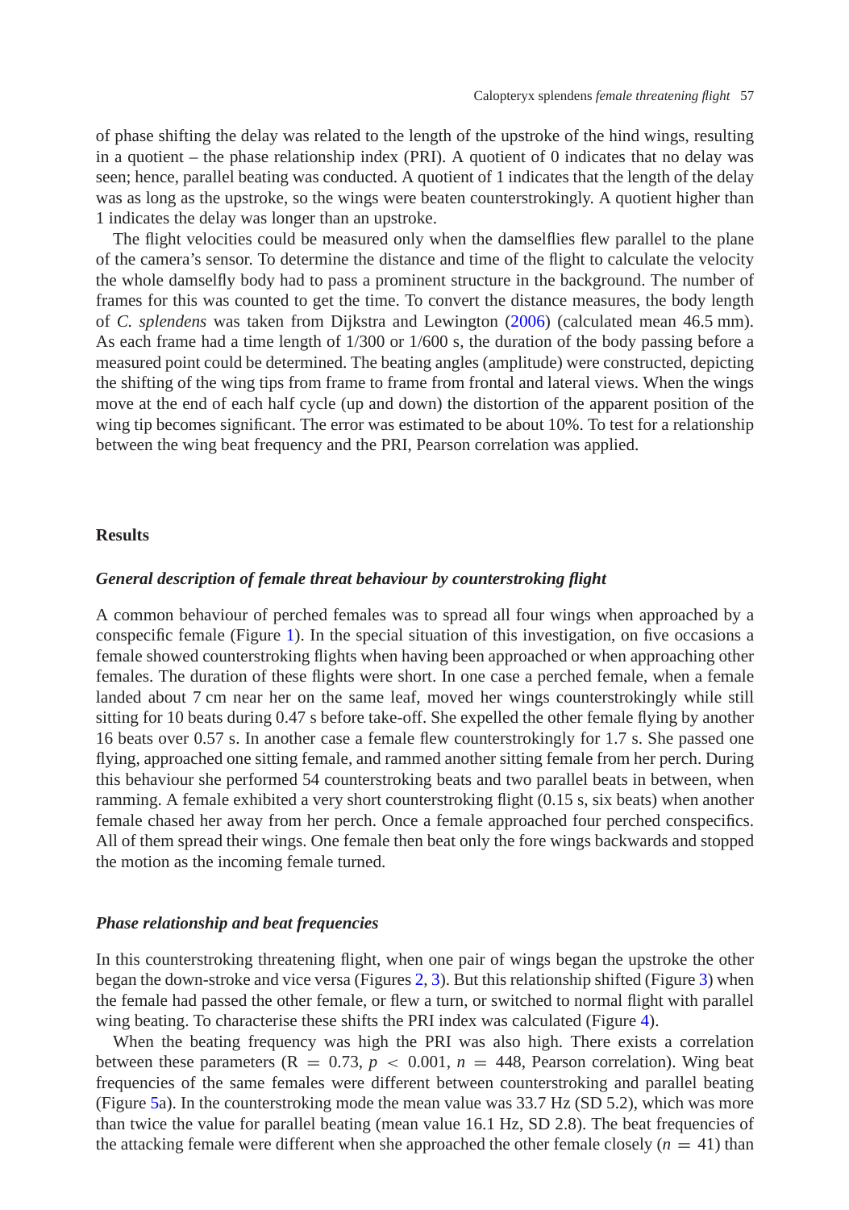of phase shifting the delay was related to the length of the upstroke of the hind wings, resulting in a quotient – the phase relationship index (PRI). A quotient of 0 indicates that no delay was seen; hence, parallel beating was conducted. A quotient of 1 indicates that the length of the delay was as long as the upstroke, so the wings were beaten counterstrokingly. A quotient higher than 1 indicates the delay was longer than an upstroke.

The flight velocities could be measured only when the damselflies flew parallel to the plane of the camera's sensor. To determine the distance and time of the flight to calculate the velocity the whole damselfly body had to pass a prominent structure in the background. The number of frames for this was counted to get the time. To convert the distance measures, the body length of *C. splendens* was taken from Dijkstra and Lewington (2006) (calculated mean 46.5 mm). As each frame had a time length of 1/300 or 1/600 s, the duration of the body passing before a measured point could be determined. The beating angles (amplitude) were constructed, depicting the shifting of the wing tips from frame to frame from frontal and lateral views. When the wings move at the end of each half cycle (up and down) the distortion of the apparent position of the wing tip becomes significant. The error was estimated to be about 10%. To test for a relationship between the wing beat frequency and the PRI, Pearson correlation was applied.

## Results

### *General description of female threat behaviour by counterstroking flight*

A common behaviour of perched females was to spread all four wings when approached by a conspecific female (Figure 1). In the special situation of this investigation, on five occasions a female showed counterstroking flights when having been approached or when approaching other females. The duration of these flights were short. In one case a perched female, when a female landed about 7 cm near her on the same leaf, moved her wings counterstrokingly while still sitting for 10 beats during 0.47 s before take-off. She expelled the other female flying by another 16 beats over 0.57 s. In another case a female flew counterstrokingly for 1.7 s. She passed one flying, approached one sitting female, and rammed another sitting female from her perch. During this behaviour she performed 54 counterstroking beats and two parallel beats in between, when ramming. A female exhibited a very short counterstroking flight (0.15 s, six beats) when another female chased her away from her perch. Once a female approached four perched conspecifics. All of them spread their wings. One female then beat only the fore wings backwards and stopped the motion as the incoming female turned.

### *Phase relationship and beat frequencies*

In this counterstroking threatening flight, when one pair of wings began the upstroke the other began the down-stroke and vice versa (Figures 2, 3). But this relationship shifted (Figure 3) when the female had passed the other female, or flew a turn, or switched to normal flight with parallel wing beating. To characterise these shifts the PRI index was calculated (Figure 4).

When the beating frequency was high the PRI was also high. There exists a correlation between these parameters ($R = 0.73$, $p < 0.001$, $n = 448$, Pearson correlation). Wing beat frequencies of the same females were different between counterstroking and parallel beating (Figure 5a). In the counterstroking mode the mean value was 33.7 Hz (SD 5.2), which was more than twice the value for parallel beating (mean value 16.1 Hz, SD 2.8). The beat frequencies of the attacking female were different when she approached the other female closely ($n = 41$) than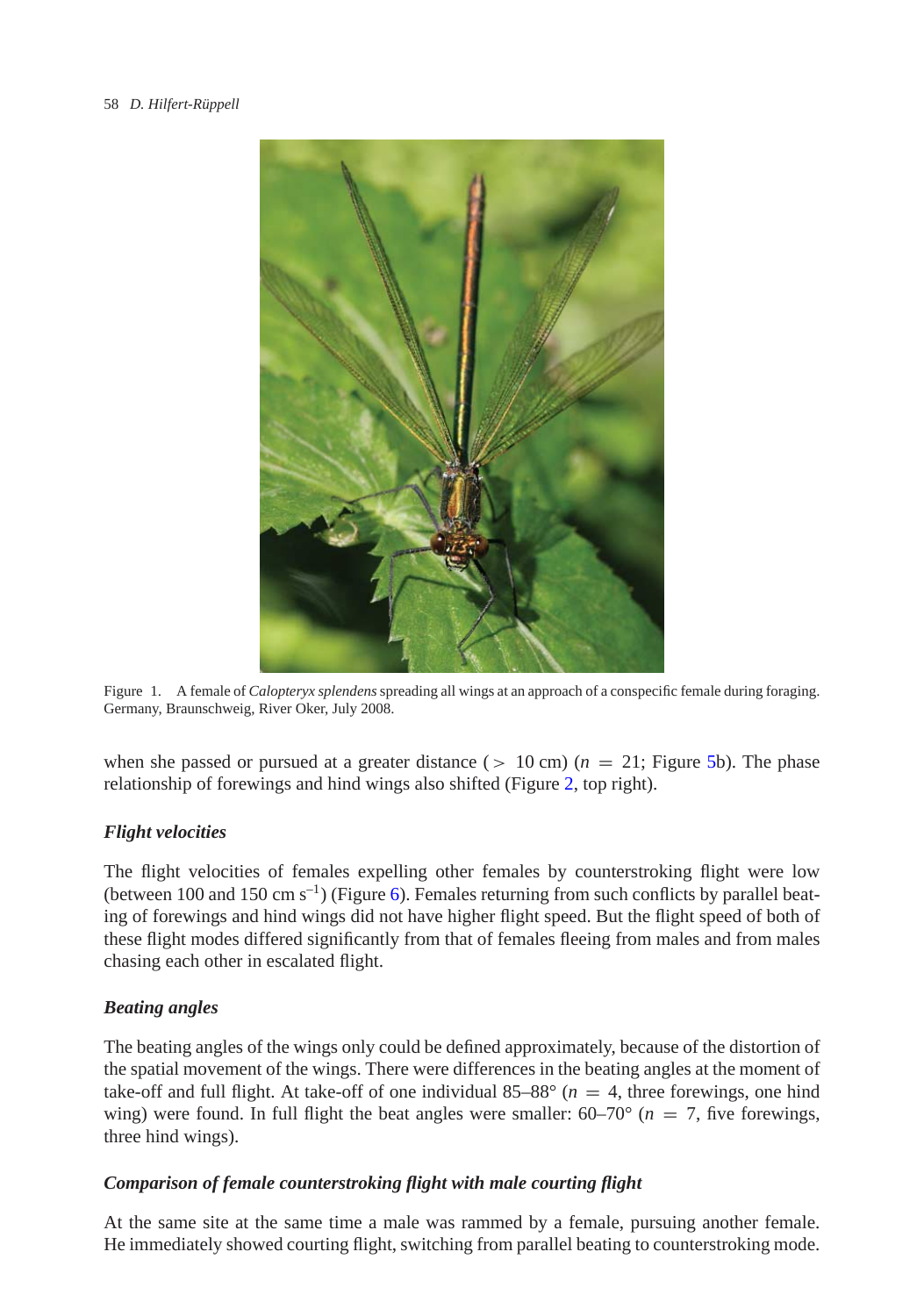Figure 1. A female of *Calopteryx splendens* spreading all wings at an approach of a conspecific female during foraging. Germany, Braunschweig, River Oker, July 2008.

when she passed or pursued at a greater distance ($>$ 10 cm) ($n = 21$; Figure 5b). The phase relationship of forewings and hind wings also shifted (Figure 2, top right).

### *Flight velocities*

The flight velocities of females expelling other females by counterstroking flight were low (between 100 and 150 cm $s^{-1}$) (Figure 6). Females returning from such conflicts by parallel beating of forewings and hind wings did not have higher flight speed. But the flight speed of both of these flight modes differed significantly from that of females fleeing from males and from males chasing each other in escalated flight.

### *Beating angles*

The beating angles of the wings only could be defined approximately, because of the distortion of the spatial movement of the wings. There were differences in the beating angles at the moment of take-off and full flight. At take-off of one individual 85–88° ($n = 4$, three forewings, one hind wing) were found. In full flight the beat angles were smaller: 60–70° ($n = 7$, five forewings, three hind wings).

### *Comparison of female counterstroking flight with male courting flight*

At the same site at the same time a male was rammed by a female, pursuing another female. He immediately showed courting flight, switching from parallel beating to counterstroking mode.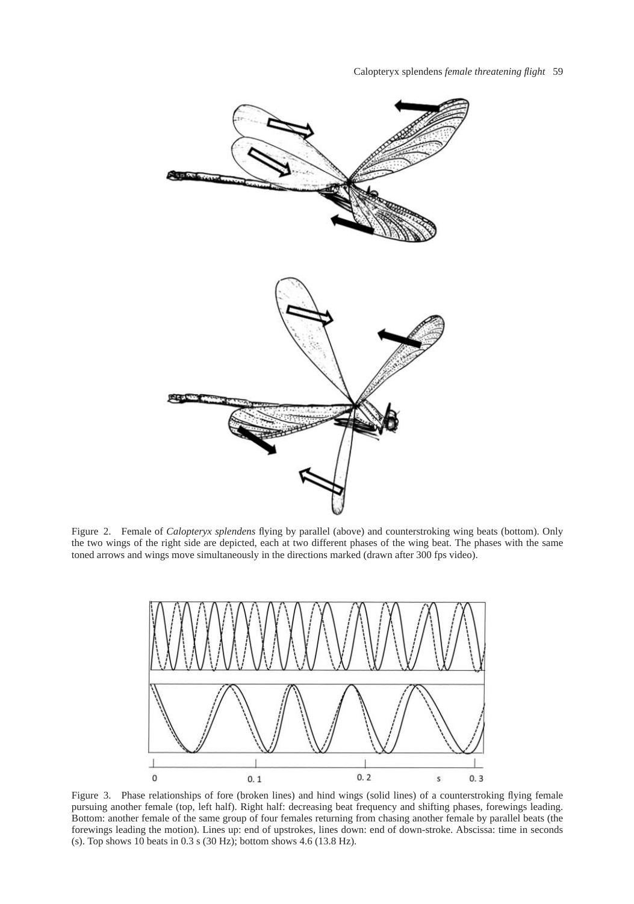Figure 2. Female of *Calopteryx splendens* flying by parallel (above) and counterstroking wing beats (bottom). Only the two wings of the right side are depicted, each at two different phases of the wing beat. The phases with the same toned arrows and wings move simultaneously in the directions marked (drawn after 300 fps video).

Figure 3. Phase relationships of fore (broken lines) and hind wings (solid lines) of a counterstroking flying female pursuing another female (top, left half). Right half: decreasing beat frequency and shifting phases, forewings leading. Bottom: another female of the same group of four females returning from chasing another female by parallel beats (the forewings leading the motion). Lines up: end of upstrokes, lines down: end of down-stroke. Abscissa: time in seconds (s). Top shows 10 beats in 0.3 s (30 Hz); bottom shows 4.6 (13.8 Hz).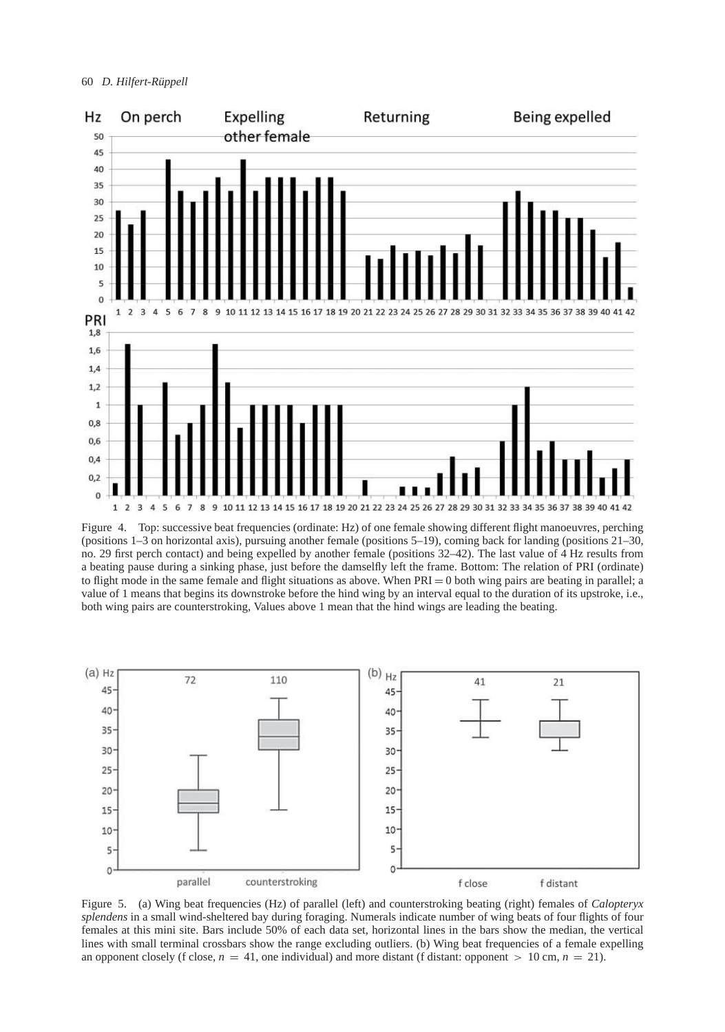Figure 4. Top: successive beat frequencies (ordinate: Hz) of one female showing different flight manoeuvres, perching (positions 1–3 on horizontal axis), pursuing another female (positions 5–19), coming back for landing (positions 21–30, no. 29 first perch contact) and being expelled by another female (positions 32–42). The last value of 4 Hz results from a beating pause during a sinking phase, just before the damselfly left the frame. Bottom: The relation of PRI (ordinate) to flight mode in the same female and flight situations as above. When PRI = 0 both wing pairs are beating in parallel; a value of 1 means that begins its downstroke before the hind wing by an interval equal to the duration of its upstroke, i.e., both wing pairs are counterstroking, Values above 1 mean that the hind wings are leading the beating.

Figure 5. (a) Wing beat frequencies (Hz) of parallel (left) and counterstroking beating (right) females of *Calopteryx splendens* in a small wind-sheltered bay during foraging. Numerals indicate number of wing beats of four flights of four females at this mini site. Bars include 50% of each data set, horizontal lines in the bars show the median, the vertical lines with small terminal crossbars show the range excluding outliers. (b) Wing beat frequencies of a female expelling an opponent closely (f close, $n = 41$, one individual) and more distant (f distant: opponent $> 10$ cm, $n = 21$).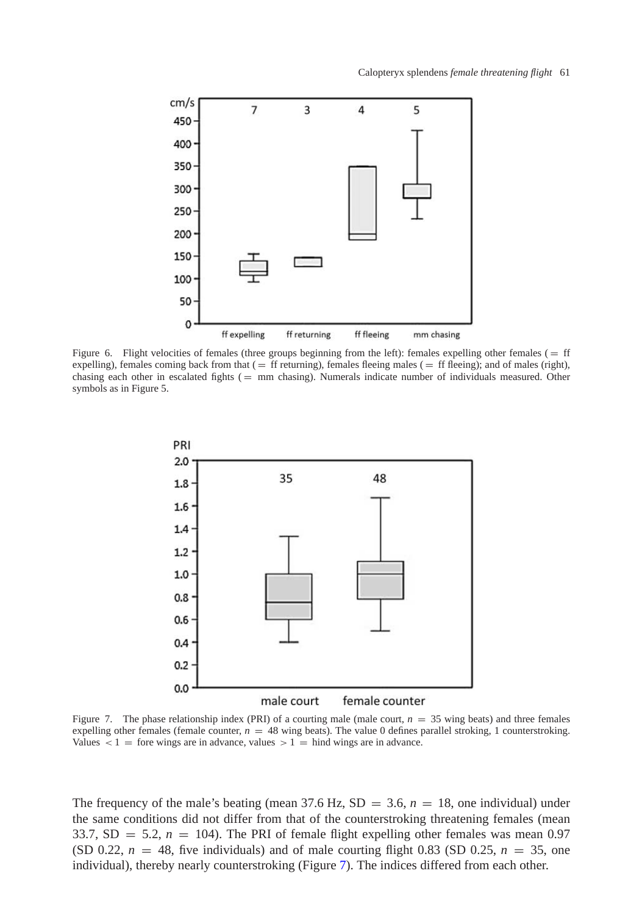Figure 6. Flight velocities of females (three groups beginning from the left): females expelling other females (= ff expelling), females coming back from that (= ff returning), females fleeing males (= ff fleeing); and of males (right), chasing each other in escalated fights (= mm chasing). Numerals indicate number of individuals measured. Other symbols as in Figure 5.

Figure 7. The phase relationship index (PRI) of a courting male (male court, $n = 35$ wing beats) and three females expelling other females (female counter, $n = 48$ wing beats). The value 0 defines parallel stroking, 1 counterstroking. Values $< 1$ = fore wings are in advance, values $> 1$ = hind wings are in advance.

The frequency of the male's beating (mean 37.6 Hz, SD = 3.6, $n = 18$, one individual) under the same conditions did not differ from that of the counterstroking threatening females (mean 33.7, SD = 5.2, $n = 104$). The PRI of female flight expelling other females was mean 0.97 (SD 0.22, $n = 48$, five individuals) and of male courting flight 0.83 (SD 0.25, $n = 35$, one individual), thereby nearly counterstroking (Figure 7). The indices differed from each other.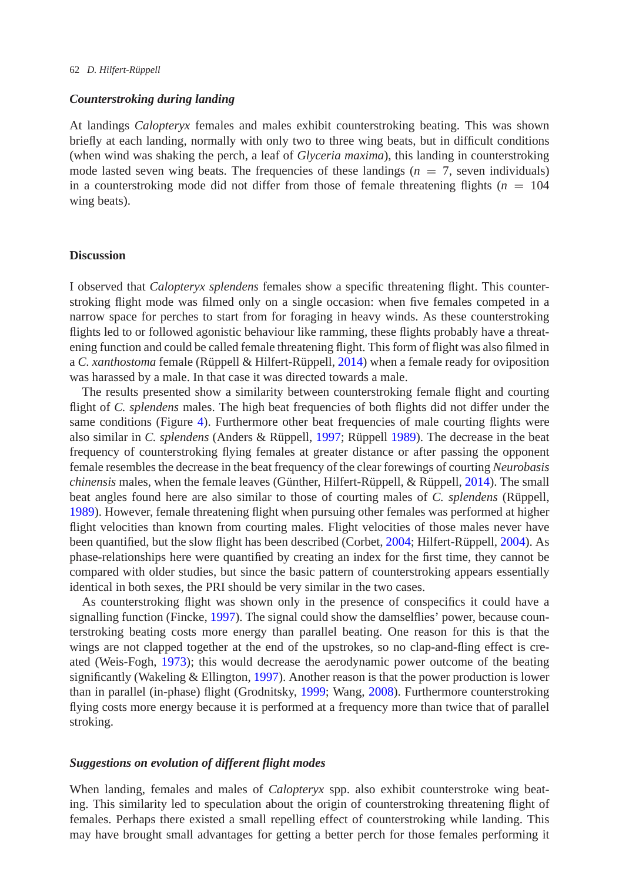### *Counterstroking during landing*

At landings *Calopteryx* females and males exhibit counterstroking beating. This was shown briefly at each landing, normally with only two to three wing beats, but in difficult conditions (when wind was shaking the perch, a leaf of *Glyceria maxima*), this landing in counterstroking mode lasted seven wing beats. The frequencies of these landings ($n = 7$, seven individuals) in a counterstroking mode did not differ from those of female threatening flights ($n = 104$ wing beats).

## Discussion

I observed that *Calopteryx splendens* females show a specific threatening flight. This counterstroking flight mode was filmed only on a single occasion: when five females competed in a narrow space for perches to start from for foraging in heavy winds. As these counterstroking flights led to or followed agonistic behaviour like ramming, these flights probably have a threatening function and could be called female threatening flight. This form of flight was also filmed in a *C. xanthostoma* female (Rüppell & Hilfert-Rüppell, 2014) when a female ready for oviposition was harassed by a male. In that case it was directed towards a male.

The results presented show a similarity between counterstroking female flight and courting flight of *C. splendens* males. The high beat frequencies of both flights did not differ under the same conditions (Figure 4). Furthermore other beat frequencies of male courting flights were also similar in *C. splendens* (Anders & Rüppell, 1997; Rüppell 1989). The decrease in the beat frequency of counterstroking flying females at greater distance or after passing the opponent female resembles the decrease in the beat frequency of the clear forewings of courting *Neurobasis chinensis* males, when the female leaves (Günther, Hilfert-Rüppell, & Rüppell, 2014). The small beat angles found here are also similar to those of courting males of *C. splendens* (Rüppell, 1989). However, female threatening flight when pursuing other females was performed at higher flight velocities than known from courting males. Flight velocities of those males never have been quantified, but the slow flight has been described (Corbet, 2004; Hilfert-Rüppell, 2004). As phase-relationships here were quantified by creating an index for the first time, they cannot be compared with older studies, but since the basic pattern of counterstroking appears essentially identical in both sexes, the PRI should be very similar in the two cases.

As counterstroking flight was shown only in the presence of conspecifics it could have a signalling function (Fincke, 1997). The signal could show the damselflies' power, because counterstroking beating costs more energy than parallel beating. One reason for this is that the wings are not clapped together at the end of the upstrokes, so no clap-and-fling effect is created (Weis-Fogh, 1973); this would decrease the aerodynamic power outcome of the beating significantly (Wakeling & Ellington, 1997). Another reason is that the power production is lower than in parallel (in-phase) flight (Grodnitsky, 1999; Wang, 2008). Furthermore counterstroking flying costs more energy because it is performed at a frequency more than twice that of parallel stroking.

### *Suggestions on evolution of different flight modes*

When landing, females and males of *Calopteryx* spp. also exhibit counterstroke wing beating. This similarity led to speculation about the origin of counterstroking threatening flight of females. Perhaps there existed a small repelling effect of counterstroking while landing. This may have brought small advantages for getting a better perch for those females performing it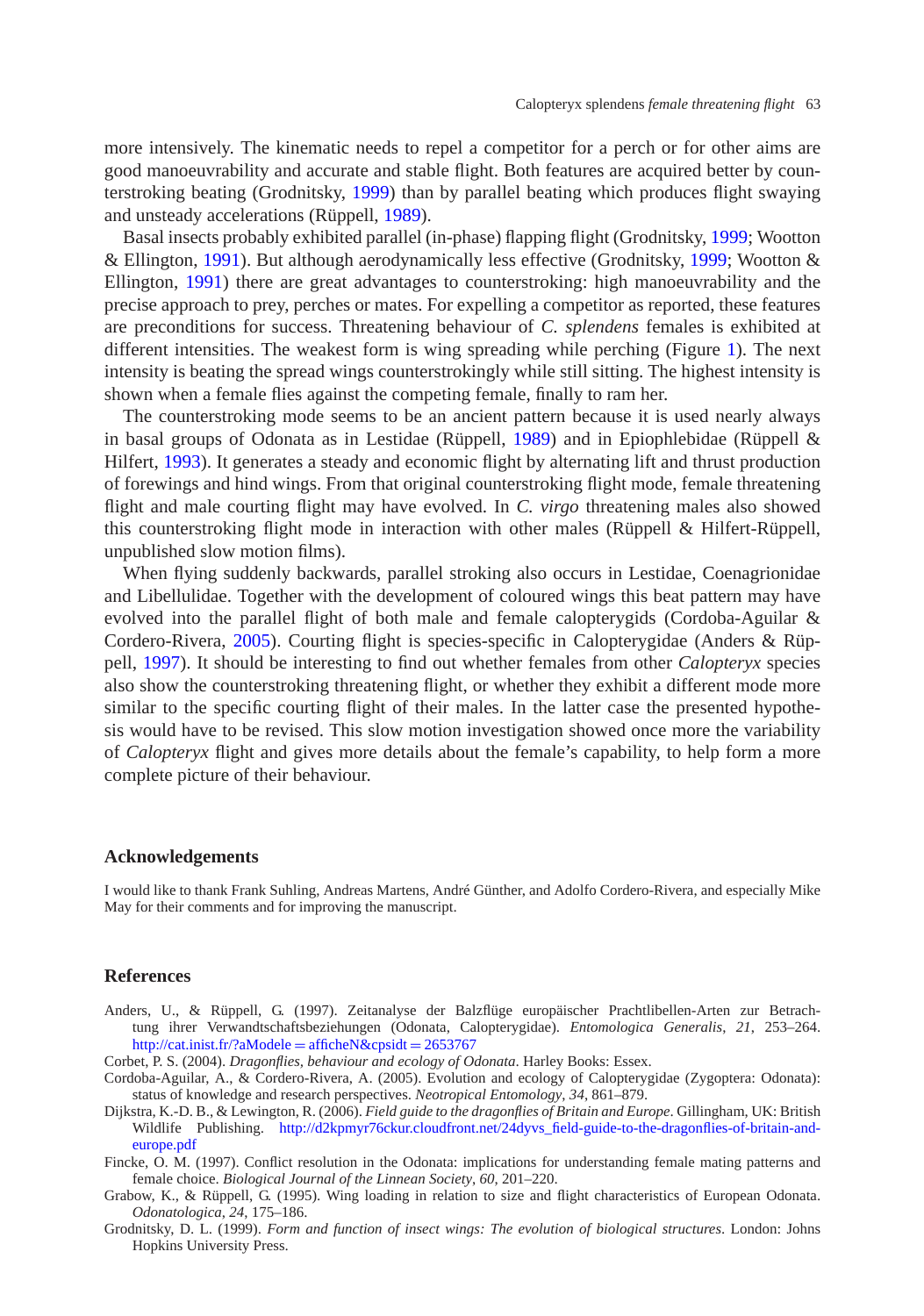more intensively. The kinematic needs to repel a competitor for a perch or for other aims are good manoeuvrability and accurate and stable flight. Both features are acquired better by counterstroking beating (Grodnitsky, 1999) than by parallel beating which produces flight swaying and unsteady accelerations (Rüppell, 1989).

Basal insects probably exhibited parallel (in-phase) flapping flight (Grodnitsky, 1999; Wootton & Ellington, 1991). But although aerodynamically less effective (Grodnitsky, 1999; Wootton & Ellington, 1991) there are great advantages to counterstroking: high manoeuvrability and the precise approach to prey, perches or mates. For expelling a competitor as reported, these features are preconditions for success. Threatening behaviour of *C. splendens* females is exhibited at different intensities. The weakest form is wing spreading while perching (Figure 1). The next intensity is beating the spread wings counterstrokingly while still sitting. The highest intensity is shown when a female flies against the competing female, finally to ram her.

The counterstroking mode seems to be an ancient pattern because it is used nearly always in basal groups of Odonata as in Lestidae (Rüppell, 1989) and in Epiophlebidae (Rüppell & Hilfert, 1993). It generates a steady and economic flight by alternating lift and thrust production of forewings and hind wings. From that original counterstroking flight mode, female threatening flight and male courting flight may have evolved. In *C. virgo* threatening males also showed this counterstroking flight mode in interaction with other males (Rüppell & Hilfert-Rüppell, unpublished slow motion films).

When flying suddenly backwards, parallel stroking also occurs in Lestidae, Coenagrionidae and Libellulidae. Together with the development of coloured wings this beat pattern may have evolved into the parallel flight of both male and female calopterygids (Cordoba-Aguilar & Cordero-Rivera, 2005). Courting flight is species-specific in Calopterygidae (Anders & Rüppell, 1997). It should be interesting to find out whether females from other *Calopteryx* species also show the counterstroking threatening flight, or whether they exhibit a different mode more similar to the specific courting flight of their males. In the latter case the presented hypothesis would have to be revised. This slow motion investigation showed once more the variability of *Calopteryx* flight and gives more details about the female's capability, to help form a more complete picture of their behaviour.

## Acknowledgements

I would like to thank Frank Suhling, Andreas Martens, André Günther, and Adolfo Cordero-Rivera, and especially Mike May for their comments and for improving the manuscript.

## References

Anders, U., & Rüppell, G. (1997). Zeitanalyse der Balzflüge europäischer Prachtlibellen-Arten zur Betrachtung ihrer Verwandtschaftsbeziehungen (Odonata, Calopterygidae). *Entomologica Generalis*, *21*, 253–264. http://cat.inist.fr/?aModele = afficheN&cpsidt = 2653767

Corbet, P. S. (2004). *Dragonflies, behaviour and ecology of Odonata*. Harley Books: Essex.

Cordoba-Aguilar, A., & Cordero-Rivera, A. (2005). Evolution and ecology of Calopterygidae (Zygoptera: Odonata): status of knowledge and research perspectives. *Neotropical Entomology*, *34*, 861–879.

Dijkstra, K.-D. B., & Lewington, R. (2006). *Field guide to the dragonflies of Britain and Europe*. Gillingham, UK: British Wildlife Publishing. http://d2kpmyr76ckur.cloudfront.net/24dyvs_field-guide-to-the-dragonflies-of-britain-and-europe.pdf

Fincke, O. M. (1997). Conflict resolution in the Odonata: implications for understanding female mating patterns and female choice. *Biological Journal of the Linnean Society*, *60*, 201–220.

Grabow, K., & Rüppell, G. (1995). Wing loading in relation to size and flight characteristics of European Odonata. *Odonatologica*, *24*, 175–186.

Grodnitsky, D. L. (1999). *Form and function of insect wings: The evolution of biological structures*. London: Johns Hopkins University Press.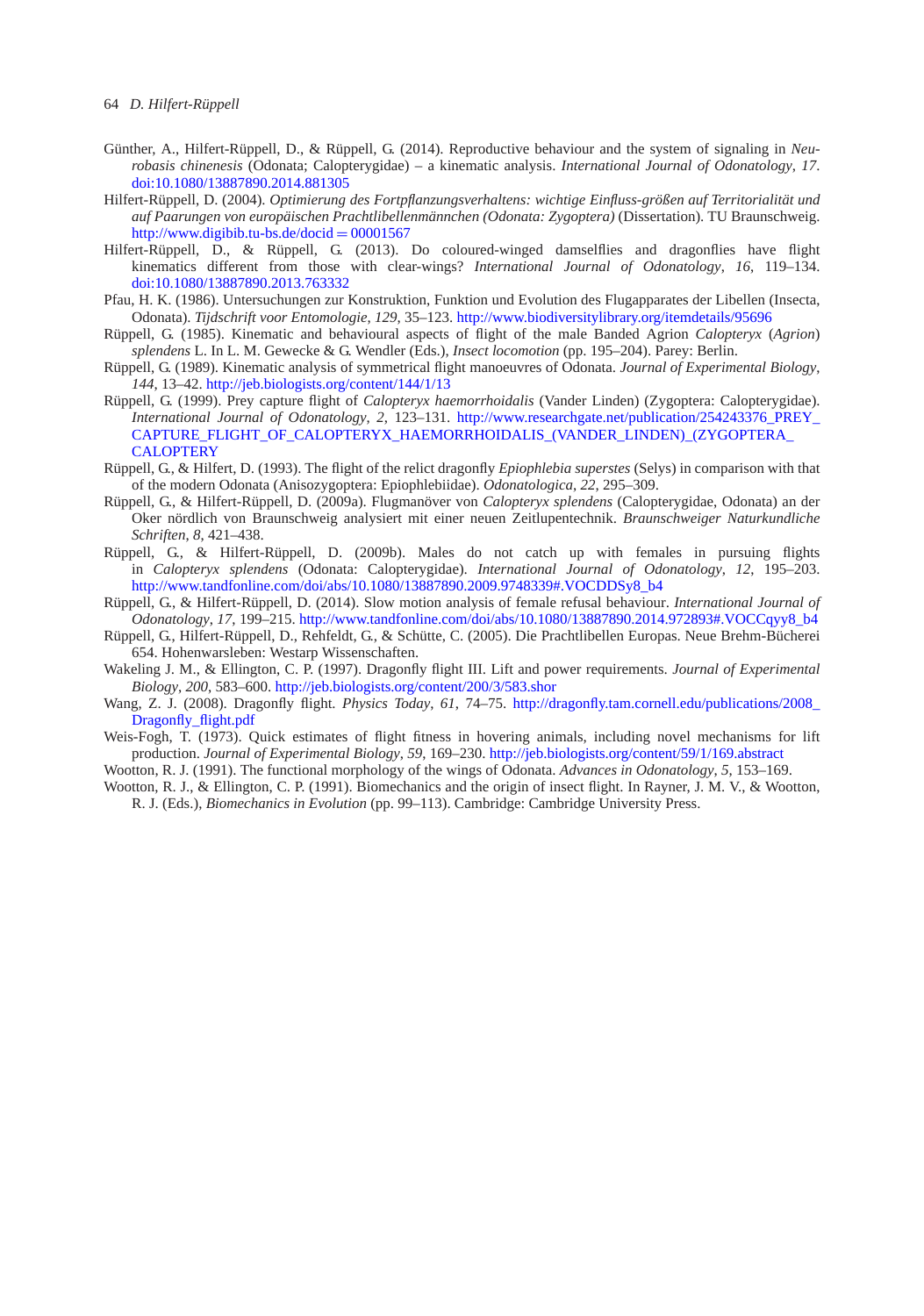Günther, A., Hilfert-Rüppell, D., & Rüppell, G. (2014). Reproductive behaviour and the system of signaling in *Neurobasis chinenesis* (Odonata; Calopterygidae) – a kinematic analysis. *International Journal of Odonatology*, *17*. doi:10.1080/13887890.2014.881305

Hilfert-Rüppell, D. (2004). *Optimierung des Fortpflanzungsverhaltens: wichtige Einfluss-größen auf Territorialität und auf Paarungen von europäischen Prachtlibellenmännchen (Odonata: Zygoptera)* (Dissertation). TU Braunschweig. http://www.digibib.tu-bs.de/docid = 00001567

Hilfert-Rüppell, D., & Rüppell, G. (2013). Do coloured-winged damselflies and dragonflies have flight kinematics different from those with clear-wings? *International Journal of Odonatology*, *16*, 119–134. doi:10.1080/13887890.2013.763332

Pfau, H. K. (1986). Untersuchungen zur Konstruktion, Funktion und Evolution des Flugapparates der Libellen (Insecta, Odonata). *Tijdschrift voor Entomologie*, *129*, 35–123. http://www.biodiversitylibrary.org/itemdetails/95696

Rüppell, G. (1985). Kinematic and behavioural aspects of flight of the male Banded Agrion *Calopteryx* (*Agrion*) *splendens* L. In L. M. Gewecke & G. Wendler (Eds.), *Insect locomotion* (pp. 195–204). Parey: Berlin.

Rüppell, G. (1989). Kinematic analysis of symmetrical flight manoeuvres of Odonata. *Journal of Experimental Biology*, *144*, 13–42. http://jeb.biologists.org/content/144/1/13

Rüppell, G. (1999). Prey capture flight of *Calopteryx haemorrhoidalis* (Vander Linden) (Zygoptera: Calopterygidae). *International Journal of Odonatology*, *2*, 123–131. http://www.researchgate.net/publication/254243376_PREY_CAPTURE_FLIGHT_OF_CALOPTERYX_HAEMORRHOIDALIS_(VANDER_LINDEN)_(ZYGOPTERA_CALOPTERY

Rüppell, G., & Hilfert, D. (1993). The flight of the relict dragonfly *Epiophlebia superstes* (Selys) in comparison with that of the modern Odonata (Anisozygoptera: Epiophlebiidae). *Odonatologica*, *22*, 295–309.

Rüppell, G., & Hilfert-Rüppell, D. (2009a). Flugmanöver von *Calopteryx splendens* (Calopterygidae, Odonata) an der Oker nördlich von Braunschweig analysiert mit einer neuen Zeitlupentechnik. *Braunschweiger Naturkundliche Schriften*, *8*, 421–438.

Rüppell, G., & Hilfert-Rüppell, D. (2009b). Males do not catch up with females in pursuing flights in *Calopteryx splendens* (Odonata: Calopterygidae). *International Journal of Odonatology*, *12*, 195–203. http://www.tandfonline.com/doi/abs/10.1080/13887890.2009.9748339#.VOCDDSy8_b4

Rüppell, G., & Hilfert-Rüppell, D. (2014). Slow motion analysis of female refusal behaviour. *International Journal of Odonatology*, *17*, 199–215. http://www.tandfonline.com/doi/abs/10.1080/13887890.2014.972893#.VOCCqyy8_b4

Rüppell, G., Hilfert-Rüppell, D., Rehfeldt, G., & Schütte, C. (2005). Die Prachtlibellen Europas. Neue Brehm-Bücherei 654. Hohenwarsleben: Westarp Wissenschaften.

Wakeling J. M., & Ellington, C. P. (1997). Dragonfly flight III. Lift and power requirements. *Journal of Experimental Biology*, *200*, 583–600. http://jeb.biologists.org/content/200/3/583.shor

Wang, Z. J. (2008). Dragonfly flight. *Physics Today*, *61*, 74–75. http://dragonfly.tam.cornell.edu/publications/2008_Dragonfly_flight.pdf

Weis-Fogh, T. (1973). Quick estimates of flight fitness in hovering animals, including novel mechanisms for lift production. *Journal of Experimental Biology*, *59*, 169–230. http://jeb.biologists.org/content/59/1/169.abstract

Wootton, R. J. (1991). The functional morphology of the wings of Odonata. *Advances in Odonatology*, *5*, 153–169.

Wootton, R. J., & Ellington, C. P. (1991). Biomechanics and the origin of insect flight. In Rayner, J. M. V., & Wootton, R. J. (Eds.), *Biomechanics in Evolution* (pp. 99–113). Cambridge: Cambridge University Press.